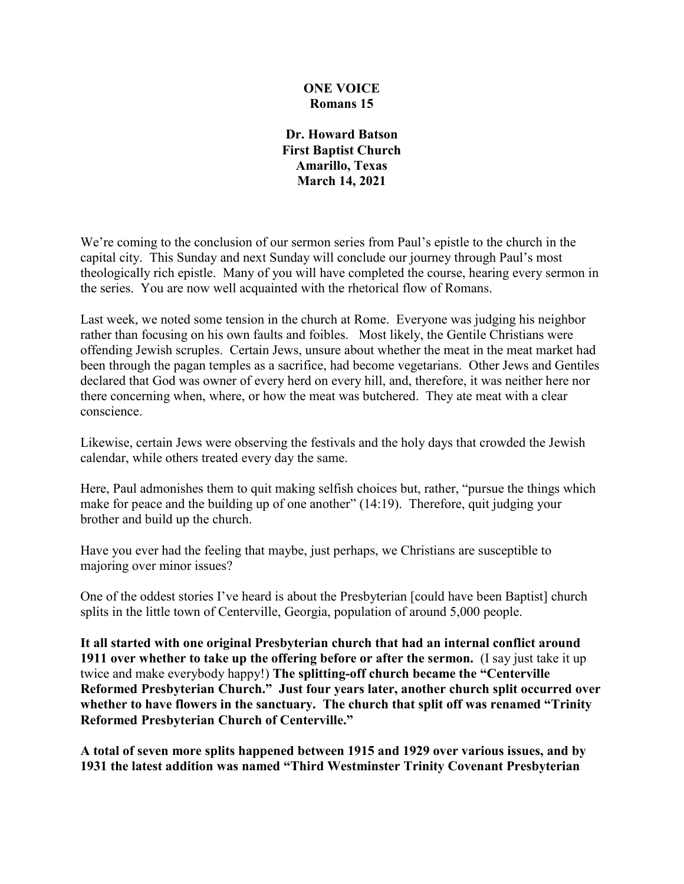**ONE VOICE**
**Romans 15**

**Dr. Howard Batson**
**First Baptist Church**
**Amarillo, Texas**
**March 14, 2021**

We're coming to the conclusion of our sermon series from Paul's epistle to the church in the capital city. This Sunday and next Sunday will conclude our journey through Paul's most theologically rich epistle. Many of you will have completed the course, hearing every sermon in the series. You are now well acquainted with the rhetorical flow of Romans.

Last week, we noted some tension in the church at Rome. Everyone was judging his neighbor rather than focusing on his own faults and foibles. Most likely, the Gentile Christians were offending Jewish scruples. Certain Jews, unsure about whether the meat in the meat market had been through the pagan temples as a sacrifice, had become vegetarians. Other Jews and Gentiles declared that God was owner of every herd on every hill, and, therefore, it was neither here nor there concerning when, where, or how the meat was butchered. They ate meat with a clear conscience.

Likewise, certain Jews were observing the festivals and the holy days that crowded the Jewish calendar, while others treated every day the same.

Here, Paul admonishes them to quit making selfish choices but, rather, "pursue the things which make for peace and the building up of one another" (14:19). Therefore, quit judging your brother and build up the church.

Have you ever had the feeling that maybe, just perhaps, we Christians are susceptible to majoring over minor issues?

One of the oddest stories I've heard is about the Presbyterian [could have been Baptist] church splits in the little town of Centerville, Georgia, population of around 5,000 people.

**It all started with one original Presbyterian church that had an internal conflict around 1911 over whether to take up the offering before or after the sermon.** (I say just take it up twice and make everybody happy!) **The splitting-off church became the "Centerville Reformed Presbyterian Church." Just four years later, another church split occurred over whether to have flowers in the sanctuary. The church that split off was renamed "Trinity Reformed Presbyterian Church of Centerville."**

**A total of seven more splits happened between 1915 and 1929 over various issues, and by 1931 the latest addition was named "Third Westminster Trinity Covenant Presbyterian**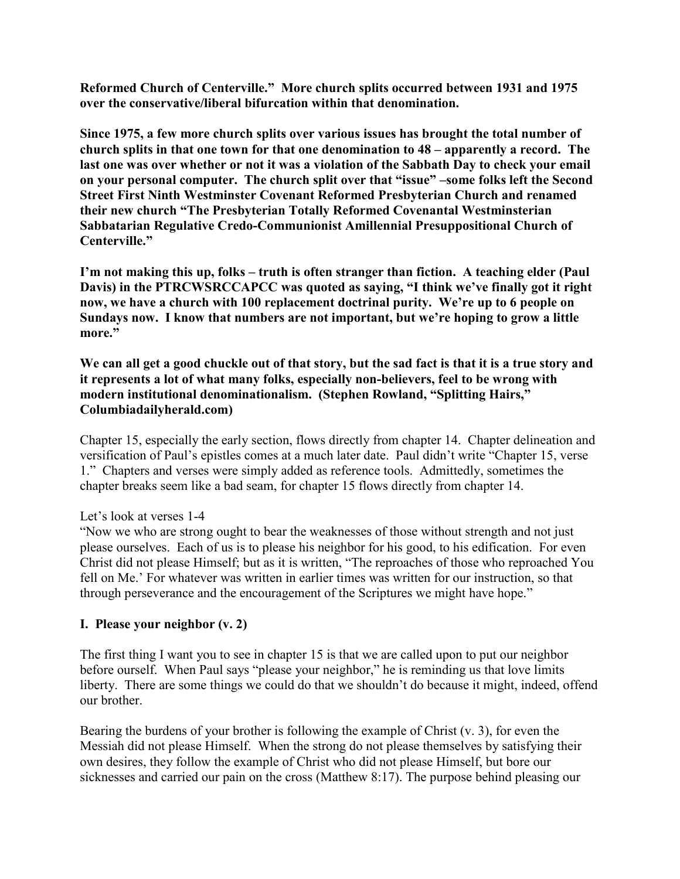**Reformed Church of Centerville." More church splits occurred between 1931 and 1975 over the conservative/liberal bifurcation within that denomination.**

**Since 1975, a few more church splits over various issues has brought the total number of church splits in that one town for that one denomination to 48 – apparently a record. The last one was over whether or not it was a violation of the Sabbath Day to check your email on your personal computer. The church split over that "issue" –some folks left the Second Street First Ninth Westminster Covenant Reformed Presbyterian Church and renamed their new church "The Presbyterian Totally Reformed Covenantal Westminsterian Sabbatarian Regulative Credo-Communionist Amillennial Presuppositional Church of Centerville."**

**I'm not making this up, folks – truth is often stranger than fiction. A teaching elder (Paul Davis) in the PTRCWSRCCAPCC was quoted as saying, "I think we've finally got it right now, we have a church with 100 replacement doctrinal purity. We're up to 6 people on Sundays now. I know that numbers are not important, but we're hoping to grow a little more."**

**We can all get a good chuckle out of that story, but the sad fact is that it is a true story and it represents a lot of what many folks, especially non-believers, feel to be wrong with modern institutional denominationalism. (Stephen Rowland, "Splitting Hairs," Columbiadailyherald.com)**

Chapter 15, especially the early section, flows directly from chapter 14. Chapter delineation and versification of Paul's epistles comes at a much later date. Paul didn't write "Chapter 15, verse 1." Chapters and verses were simply added as reference tools. Admittedly, sometimes the chapter breaks seem like a bad seam, for chapter 15 flows directly from chapter 14.

Let's look at verses 1-4
"Now we who are strong ought to bear the weaknesses of those without strength and not just please ourselves. Each of us is to please his neighbor for his good, to his edification. For even Christ did not please Himself; but as it is written, "The reproaches of those who reproached You fell on Me.' For whatever was written in earlier times was written for our instruction, so that through perseverance and the encouragement of the Scriptures we might have hope."

## I. Please your neighbor (v. 2)

The first thing I want you to see in chapter 15 is that we are called upon to put our neighbor before ourself. When Paul says "please your neighbor," he is reminding us that love limits liberty. There are some things we could do that we shouldn't do because it might, indeed, offend our brother.

Bearing the burdens of your brother is following the example of Christ (v. 3), for even the Messiah did not please Himself. When the strong do not please themselves by satisfying their own desires, they follow the example of Christ who did not please Himself, but bore our sicknesses and carried our pain on the cross (Matthew 8:17). The purpose behind pleasing our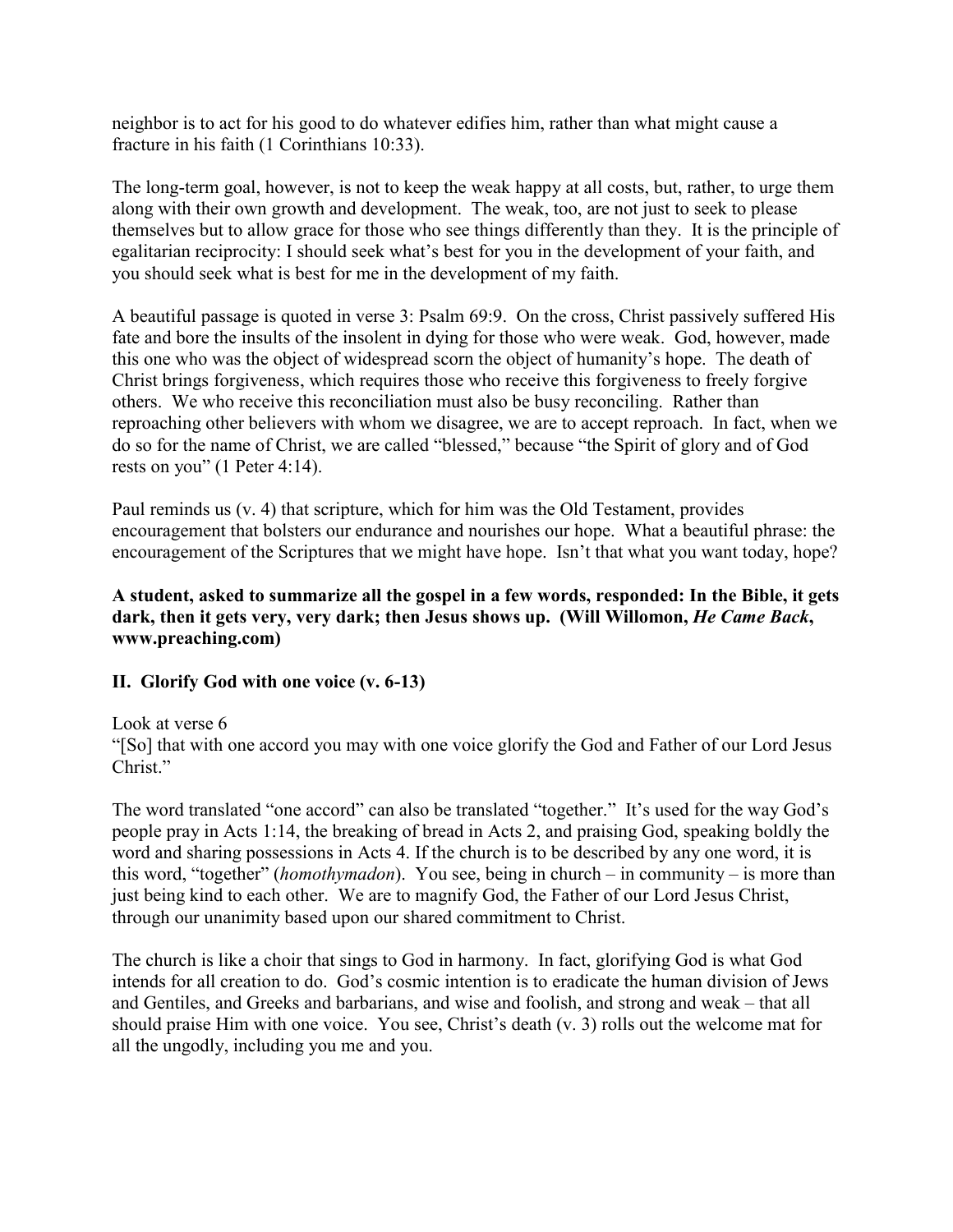neighbor is to act for his good to do whatever edifies him, rather than what might cause a fracture in his faith (1 Corinthians 10:33).

The long-term goal, however, is not to keep the weak happy at all costs, but, rather, to urge them along with their own growth and development. The weak, too, are not just to seek to please themselves but to allow grace for those who see things differently than they. It is the principle of egalitarian reciprocity: I should seek what's best for you in the development of your faith, and you should seek what is best for me in the development of my faith.

A beautiful passage is quoted in verse 3: Psalm 69:9. On the cross, Christ passively suffered His fate and bore the insults of the insolent in dying for those who were weak. God, however, made this one who was the object of widespread scorn the object of humanity's hope. The death of Christ brings forgiveness, which requires those who receive this forgiveness to freely forgive others. We who receive this reconciliation must also be busy reconciling. Rather than reproaching other believers with whom we disagree, we are to accept reproach. In fact, when we do so for the name of Christ, we are called "blessed," because "the Spirit of glory and of God rests on you" (1 Peter 4:14).

Paul reminds us (v. 4) that scripture, which for him was the Old Testament, provides encouragement that bolsters our endurance and nourishes our hope. What a beautiful phrase: the encouragement of the Scriptures that we might have hope. Isn't that what you want today, hope?

**A student, asked to summarize all the gospel in a few words, responded: In the Bible, it gets dark, then it gets very, very dark; then Jesus shows up. (Will Willomon, *He Came Back*, www.preaching.com)**

## II. Glorify God with one voice (v. 6-13)

Look at verse 6
"[So] that with one accord you may with one voice glorify the God and Father of our Lord Jesus Christ."

The word translated "one accord" can also be translated "together." It's used for the way God's people pray in Acts 1:14, the breaking of bread in Acts 2, and praising God, speaking boldly the word and sharing possessions in Acts 4. If the church is to be described by any one word, it is this word, "together" (*homothymadon*). You see, being in church – in community – is more than just being kind to each other. We are to magnify God, the Father of our Lord Jesus Christ, through our unanimity based upon our shared commitment to Christ.

The church is like a choir that sings to God in harmony. In fact, glorifying God is what God intends for all creation to do. God's cosmic intention is to eradicate the human division of Jews and Gentiles, and Greeks and barbarians, and wise and foolish, and strong and weak – that all should praise Him with one voice. You see, Christ's death (v. 3) rolls out the welcome mat for all the ungodly, including you me and you.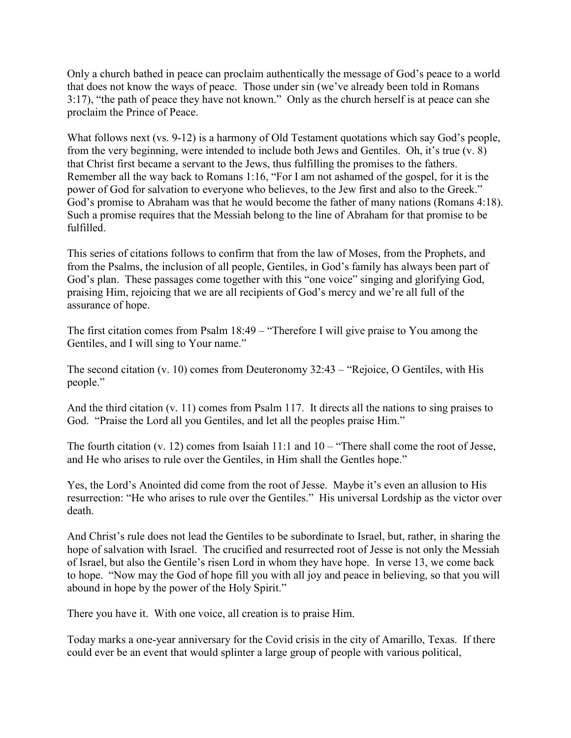Only a church bathed in peace can proclaim authentically the message of God's peace to a world that does not know the ways of peace. Those under sin (we've already been told in Romans 3:17), "the path of peace they have not known." Only as the church herself is at peace can she proclaim the Prince of Peace.

What follows next (vs. 9-12) is a harmony of Old Testament quotations which say God's people, from the very beginning, were intended to include both Jews and Gentiles. Oh, it's true (v. 8) that Christ first became a servant to the Jews, thus fulfilling the promises to the fathers. Remember all the way back to Romans 1:16, "For I am not ashamed of the gospel, for it is the power of God for salvation to everyone who believes, to the Jew first and also to the Greek." God's promise to Abraham was that he would become the father of many nations (Romans 4:18). Such a promise requires that the Messiah belong to the line of Abraham for that promise to be fulfilled.

This series of citations follows to confirm that from the law of Moses, from the Prophets, and from the Psalms, the inclusion of all people, Gentiles, in God's family has always been part of God's plan. These passages come together with this "one voice" singing and glorifying God, praising Him, rejoicing that we are all recipients of God's mercy and we're all full of the assurance of hope.

The first citation comes from Psalm 18:49 – "Therefore I will give praise to You among the Gentiles, and I will sing to Your name."

The second citation (v. 10) comes from Deuteronomy 32:43 – "Rejoice, O Gentiles, with His people."

And the third citation (v. 11) comes from Psalm 117. It directs all the nations to sing praises to God. "Praise the Lord all you Gentiles, and let all the peoples praise Him."

The fourth citation (v. 12) comes from Isaiah 11:1 and 10 – "There shall come the root of Jesse, and He who arises to rule over the Gentiles, in Him shall the Gentles hope."

Yes, the Lord's Anointed did come from the root of Jesse. Maybe it's even an allusion to His resurrection: "He who arises to rule over the Gentiles." His universal Lordship as the victor over death.

And Christ's rule does not lead the Gentiles to be subordinate to Israel, but, rather, in sharing the hope of salvation with Israel. The crucified and resurrected root of Jesse is not only the Messiah of Israel, but also the Gentile's risen Lord in whom they have hope. In verse 13, we come back to hope. "Now may the God of hope fill you with all joy and peace in believing, so that you will abound in hope by the power of the Holy Spirit."

There you have it. With one voice, all creation is to praise Him.

Today marks a one-year anniversary for the Covid crisis in the city of Amarillo, Texas. If there could ever be an event that would splinter a large group of people with various political,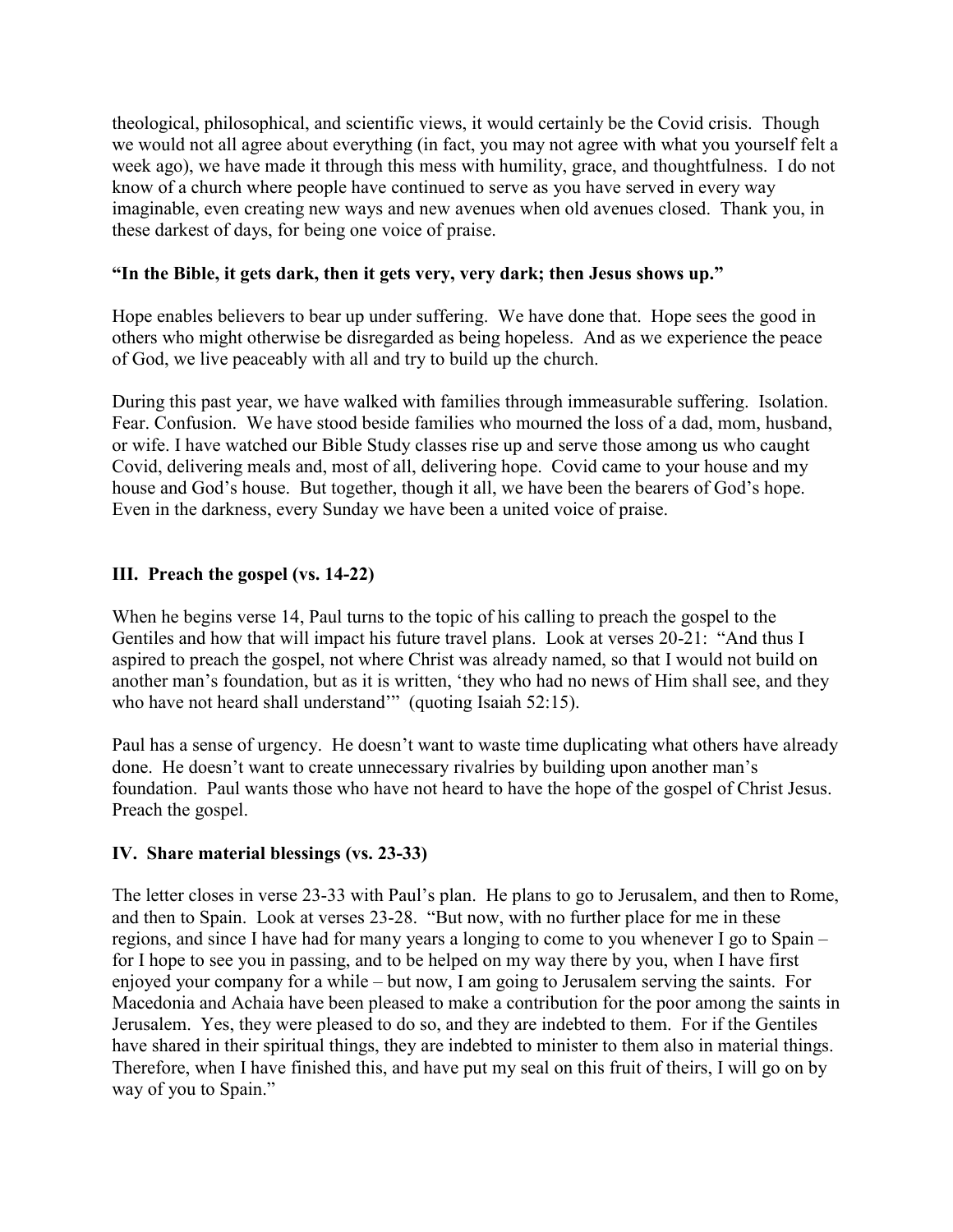theological, philosophical, and scientific views, it would certainly be the Covid crisis. Though we would not all agree about everything (in fact, you may not agree with what you yourself felt a week ago), we have made it through this mess with humility, grace, and thoughtfulness. I do not know of a church where people have continued to serve as you have served in every way imaginable, even creating new ways and new avenues when old avenues closed. Thank you, in these darkest of days, for being one voice of praise.

**"In the Bible, it gets dark, then it gets very, very dark; then Jesus shows up."**

Hope enables believers to bear up under suffering. We have done that. Hope sees the good in others who might otherwise be disregarded as being hopeless. And as we experience the peace of God, we live peaceably with all and try to build up the church.

During this past year, we have walked with families through immeasurable suffering. Isolation. Fear. Confusion. We have stood beside families who mourned the loss of a dad, mom, husband, or wife. I have watched our Bible Study classes rise up and serve those among us who caught Covid, delivering meals and, most of all, delivering hope. Covid came to your house and my house and God's house. But together, though it all, we have been the bearers of God's hope. Even in the darkness, every Sunday we have been a united voice of praise.

## III. Preach the gospel (vs. 14-22)

When he begins verse 14, Paul turns to the topic of his calling to preach the gospel to the Gentiles and how that will impact his future travel plans. Look at verses 20-21: "And thus I aspired to preach the gospel, not where Christ was already named, so that I would not build on another man's foundation, but as it is written, 'they who had no news of Him shall see, and they who have not heard shall understand'" (quoting Isaiah 52:15).

Paul has a sense of urgency. He doesn't want to waste time duplicating what others have already done. He doesn't want to create unnecessary rivalries by building upon another man's foundation. Paul wants those who have not heard to have the hope of the gospel of Christ Jesus. Preach the gospel.

## IV. Share material blessings (vs. 23-33)

The letter closes in verse 23-33 with Paul's plan. He plans to go to Jerusalem, and then to Rome, and then to Spain. Look at verses 23-28. "But now, with no further place for me in these regions, and since I have had for many years a longing to come to you whenever I go to Spain – for I hope to see you in passing, and to be helped on my way there by you, when I have first enjoyed your company for a while – but now, I am going to Jerusalem serving the saints. For Macedonia and Achaia have been pleased to make a contribution for the poor among the saints in Jerusalem. Yes, they were pleased to do so, and they are indebted to them. For if the Gentiles have shared in their spiritual things, they are indebted to minister to them also in material things. Therefore, when I have finished this, and have put my seal on this fruit of theirs, I will go on by way of you to Spain."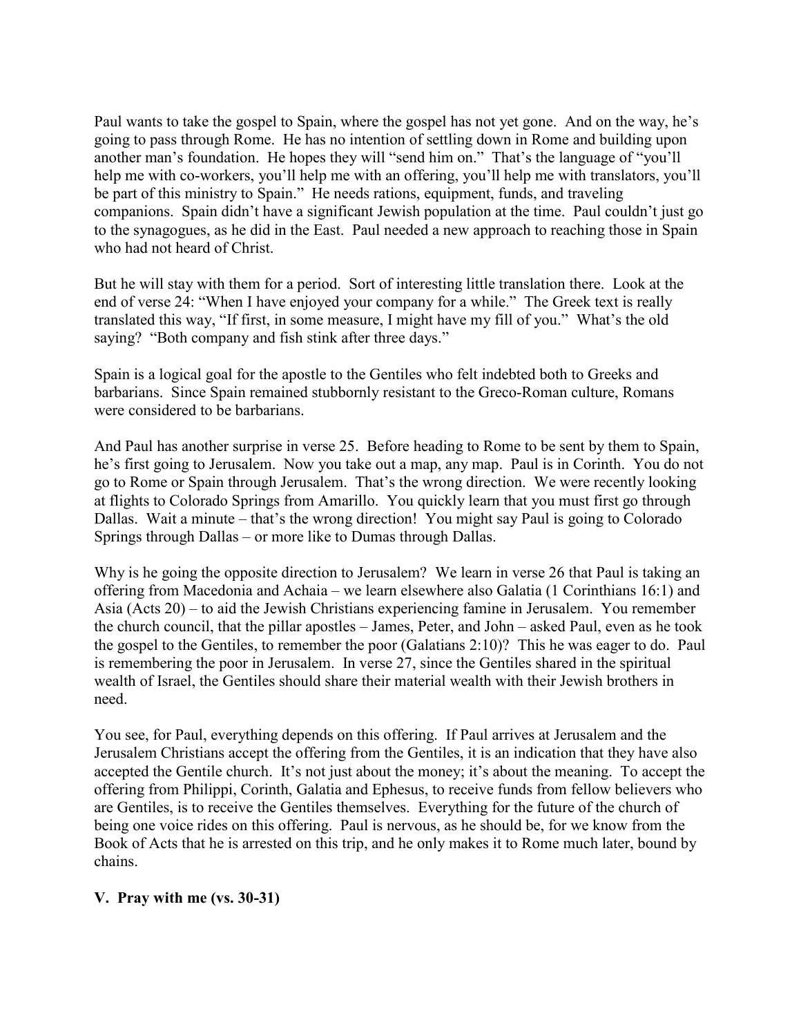Paul wants to take the gospel to Spain, where the gospel has not yet gone. And on the way, he's going to pass through Rome. He has no intention of settling down in Rome and building upon another man's foundation. He hopes they will "send him on." That's the language of "you'll help me with co-workers, you'll help me with an offering, you'll help me with translators, you'll be part of this ministry to Spain." He needs rations, equipment, funds, and traveling companions. Spain didn't have a significant Jewish population at the time. Paul couldn't just go to the synagogues, as he did in the East. Paul needed a new approach to reaching those in Spain who had not heard of Christ.

But he will stay with them for a period. Sort of interesting little translation there. Look at the end of verse 24: "When I have enjoyed your company for a while." The Greek text is really translated this way, "If first, in some measure, I might have my fill of you." What's the old saying? "Both company and fish stink after three days."

Spain is a logical goal for the apostle to the Gentiles who felt indebted both to Greeks and barbarians. Since Spain remained stubbornly resistant to the Greco-Roman culture, Romans were considered to be barbarians.

And Paul has another surprise in verse 25. Before heading to Rome to be sent by them to Spain, he's first going to Jerusalem. Now you take out a map, any map. Paul is in Corinth. You do not go to Rome or Spain through Jerusalem. That's the wrong direction. We were recently looking at flights to Colorado Springs from Amarillo. You quickly learn that you must first go through Dallas. Wait a minute – that's the wrong direction! You might say Paul is going to Colorado Springs through Dallas – or more like to Dumas through Dallas.

Why is he going the opposite direction to Jerusalem? We learn in verse 26 that Paul is taking an offering from Macedonia and Achaia – we learn elsewhere also Galatia (1 Corinthians 16:1) and Asia (Acts 20) – to aid the Jewish Christians experiencing famine in Jerusalem. You remember the church council, that the pillar apostles – James, Peter, and John – asked Paul, even as he took the gospel to the Gentiles, to remember the poor (Galatians 2:10)? This he was eager to do. Paul is remembering the poor in Jerusalem. In verse 27, since the Gentiles shared in the spiritual wealth of Israel, the Gentiles should share their material wealth with their Jewish brothers in need.

You see, for Paul, everything depends on this offering. If Paul arrives at Jerusalem and the Jerusalem Christians accept the offering from the Gentiles, it is an indication that they have also accepted the Gentile church. It's not just about the money; it's about the meaning. To accept the offering from Philippi, Corinth, Galatia and Ephesus, to receive funds from fellow believers who are Gentiles, is to receive the Gentiles themselves. Everything for the future of the church of being one voice rides on this offering. Paul is nervous, as he should be, for we know from the Book of Acts that he is arrested on this trip, and he only makes it to Rome much later, bound by chains.

**V. Pray with me (vs. 30-31)**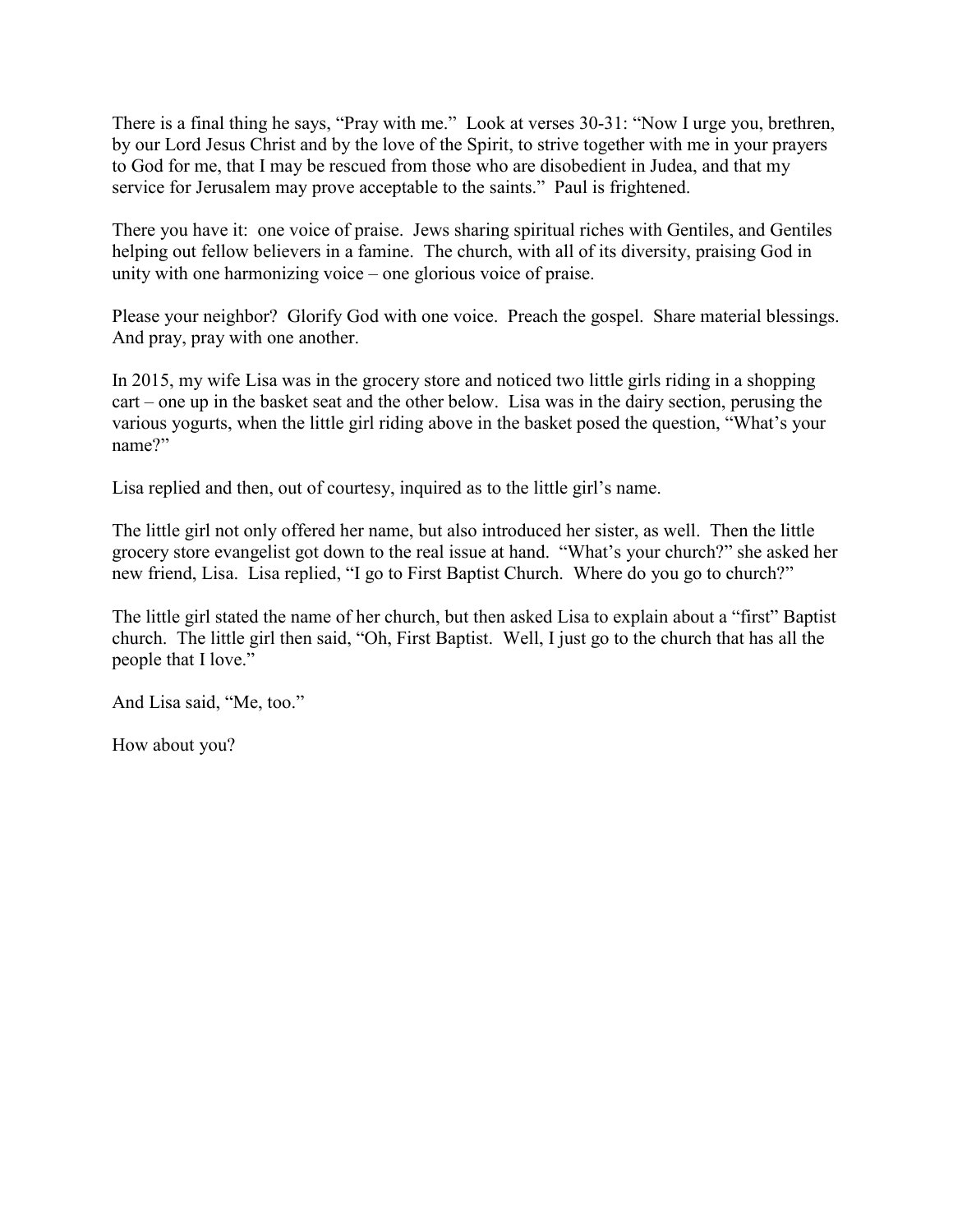There is a final thing he says, "Pray with me." Look at verses 30-31: "Now I urge you, brethren, by our Lord Jesus Christ and by the love of the Spirit, to strive together with me in your prayers to God for me, that I may be rescued from those who are disobedient in Judea, and that my service for Jerusalem may prove acceptable to the saints." Paul is frightened.

There you have it: one voice of praise. Jews sharing spiritual riches with Gentiles, and Gentiles helping out fellow believers in a famine. The church, with all of its diversity, praising God in unity with one harmonizing voice – one glorious voice of praise.

Please your neighbor? Glorify God with one voice. Preach the gospel. Share material blessings. And pray, pray with one another.

In 2015, my wife Lisa was in the grocery store and noticed two little girls riding in a shopping cart – one up in the basket seat and the other below. Lisa was in the dairy section, perusing the various yogurts, when the little girl riding above in the basket posed the question, "What's your name?"

Lisa replied and then, out of courtesy, inquired as to the little girl's name.

The little girl not only offered her name, but also introduced her sister, as well. Then the little grocery store evangelist got down to the real issue at hand. "What's your church?" she asked her new friend, Lisa. Lisa replied, "I go to First Baptist Church. Where do you go to church?"

The little girl stated the name of her church, but then asked Lisa to explain about a "first" Baptist church. The little girl then said, "Oh, First Baptist. Well, I just go to the church that has all the people that I love."

And Lisa said, "Me, too."

How about you?